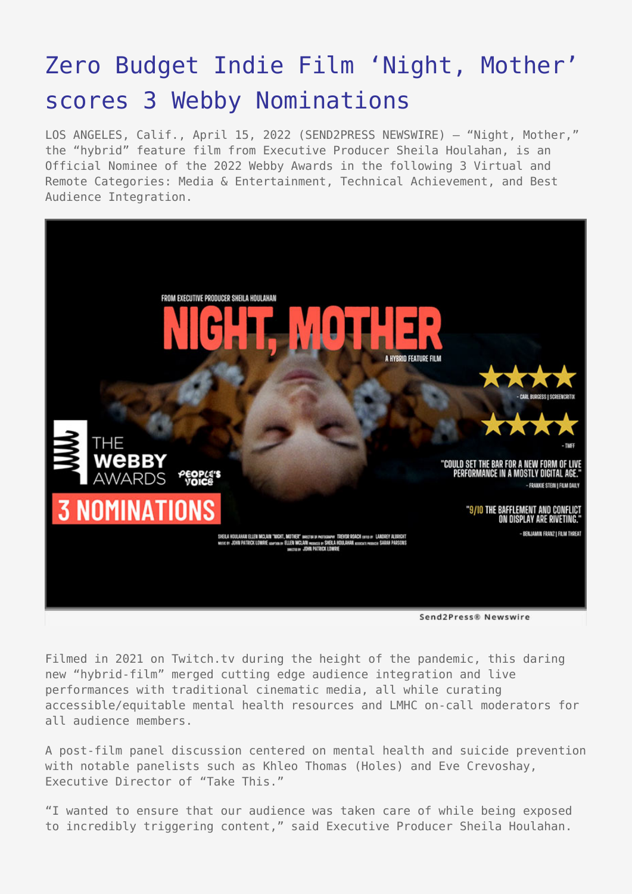# Zero Budget Indie Film 'Night, Mother' scores 3 Webby Nominations

LOS ANGELES, Calif., April 15, 2022 (SEND2PRESS NEWSWIRE) — "Night, Mother," the "hybrid" feature film from Executive Producer Sheila Houlahan, is an Official Nominee of the 2022 Webby Awards in the following 3 Virtual and Remote Categories: Media & Entertainment, Technical Achievement, and Best Audience Integration.

Filmed in 2021 on Twitch.tv during the height of the pandemic, this daring new "hybrid-film" merged cutting edge audience integration and live performances with traditional cinematic media, all while curating accessible/equitable mental health resources and LMHC on-call moderators for all audience members.

A post-film panel discussion centered on mental health and suicide prevention with notable panelists such as Khleo Thomas (Holes) and Eve Crevoshay, Executive Director of "Take This."

"I wanted to ensure that our audience was taken care of while being exposed to incredibly triggering content," said Executive Producer Sheila Houlahan.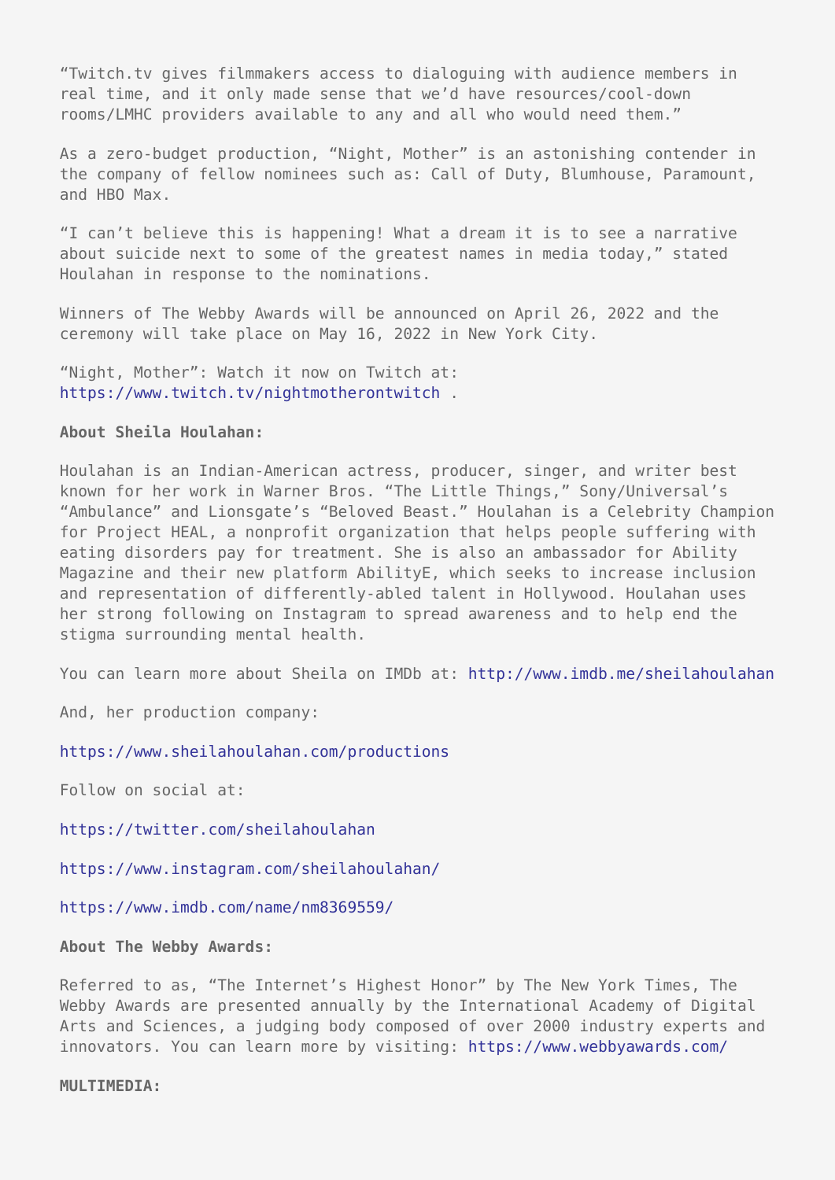“Twitch.tv gives filmmakers access to dialoguing with audience members in real time, and it only made sense that we’d have resources/cool-down rooms/LMHC providers available to any and all who would need them.”

As a zero-budget production, “Night, Mother” is an astonishing contender in the company of fellow nominees such as: Call of Duty, Blumhouse, Paramount, and HBO Max.

“I can’t believe this is happening! What a dream it is to see a narrative about suicide next to some of the greatest names in media today,” stated Houlahan in response to the nominations.

Winners of The Webby Awards will be announced on April 26, 2022 and the ceremony will take place on May 16, 2022 in New York City.

“Night, Mother”: Watch it now on Twitch at: https://www.twitch.tv/nightmotherontwitch .

**About Sheila Houlahan:**

Houlahan is an Indian-American actress, producer, singer, and writer best known for her work in Warner Bros. “The Little Things,” Sony/Universal’s “Ambulance” and Lionsgate’s “Beloved Beast.” Houlahan is a Celebrity Champion for Project HEAL, a nonprofit organization that helps people suffering with eating disorders pay for treatment. She is also an ambassador for Ability Magazine and their new platform AbilityE, which seeks to increase inclusion and representation of differently-abled talent in Hollywood. Houlahan uses her strong following on Instagram to spread awareness and to help end the stigma surrounding mental health.

You can learn more about Sheila on IMDb at: http://www.imdb.me/sheilahoulahan

And, her production company:

https://www.sheilahoulahan.com/productions

Follow on social at:

https://twitter.com/sheilahoulahan

https://www.instagram.com/sheilahoulahan/

https://www.imdb.com/name/nm8369559/

**About The Webby Awards:**

Referred to as, “The Internet’s Highest Honor” by The New York Times, The Webby Awards are presented annually by the International Academy of Digital Arts and Sciences, a judging body composed of over 2000 industry experts and innovators. You can learn more by visiting: https://www.webbyawards.com/

**MULTIMEDIA:**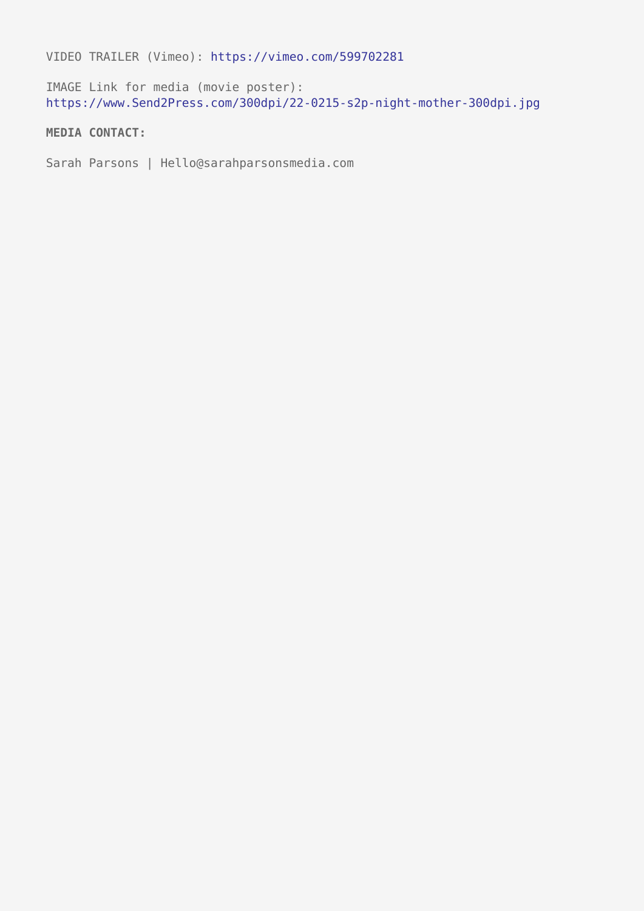VIDEO TRAILER (Vimeo): https://vimeo.com/599702281

IMAGE Link for media (movie poster): https://www.Send2Press.com/300dpi/22-0215-s2p-night-mother-300dpi.jpg

**MEDIA CONTACT:**

Sarah Parsons | Hello@sarahparsonsmedia.com